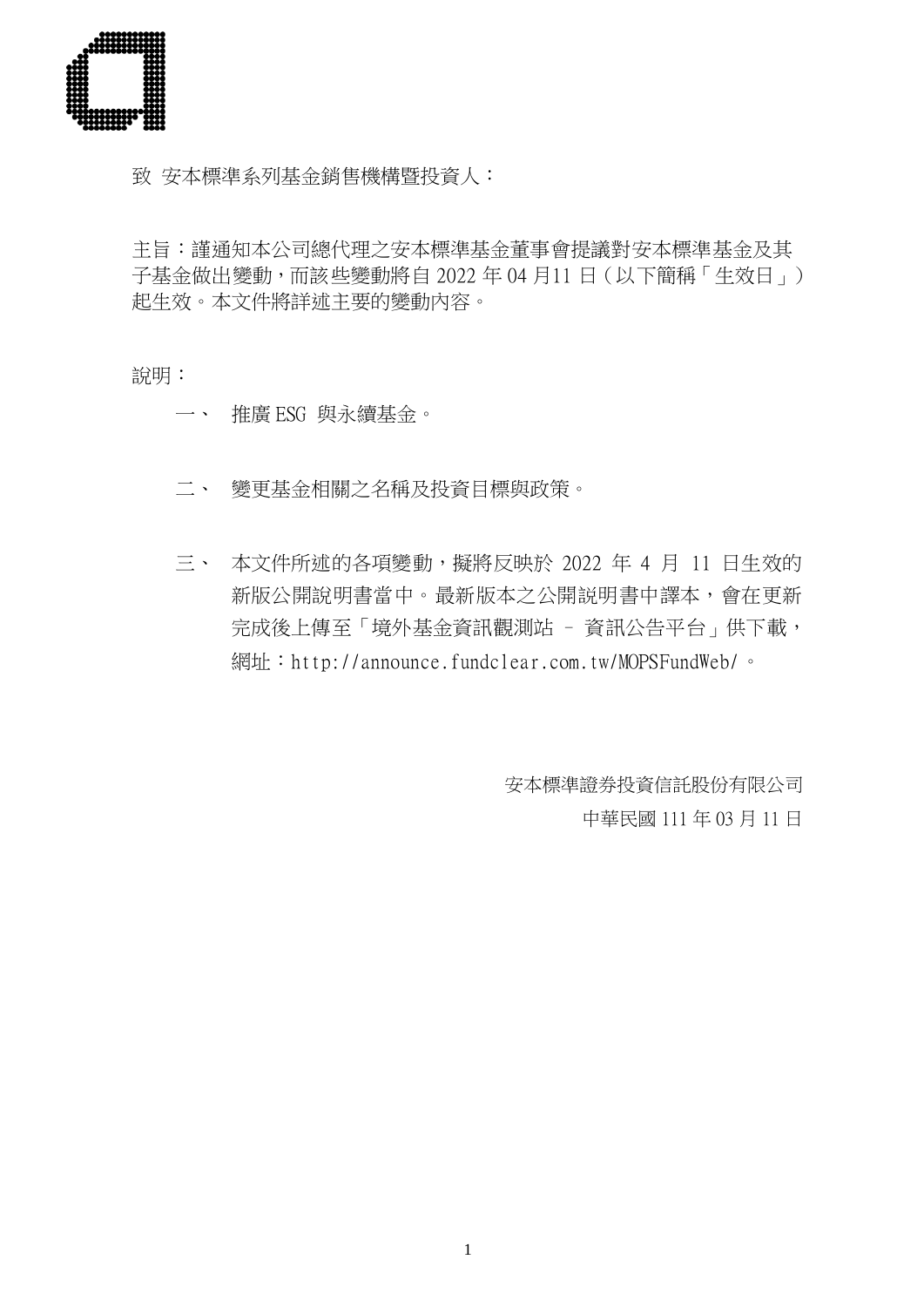致 安本標準系列基金銷售機構暨投資人：

主旨：謹通知本公司總代理之安本標準基金董事會提議對安本標準基金及其子基金做出變動，而該些變動將自 2022 年 04 月11 日（以下簡稱「生效日」）起生效。本文件將詳述主要的變動內容。

說明：

一、 推廣 ESG 與永續基金。

二、 變更基金相關之名稱及投資目標與政策。

三、 本文件所述的各項變動，擬將反映於 2022 年 4 月 11 日生效的新版公開說明書當中。最新版本之公開說明書中譯本，會在更新完成後上傳至「境外基金資訊觀測站 – 資訊公告平台」供下載，網址：http://announce.fundclear.com.tw/MOPSFundWeb/。

安本標準證券投資信託股份有限公司

中華民國 111 年 03 月 11 日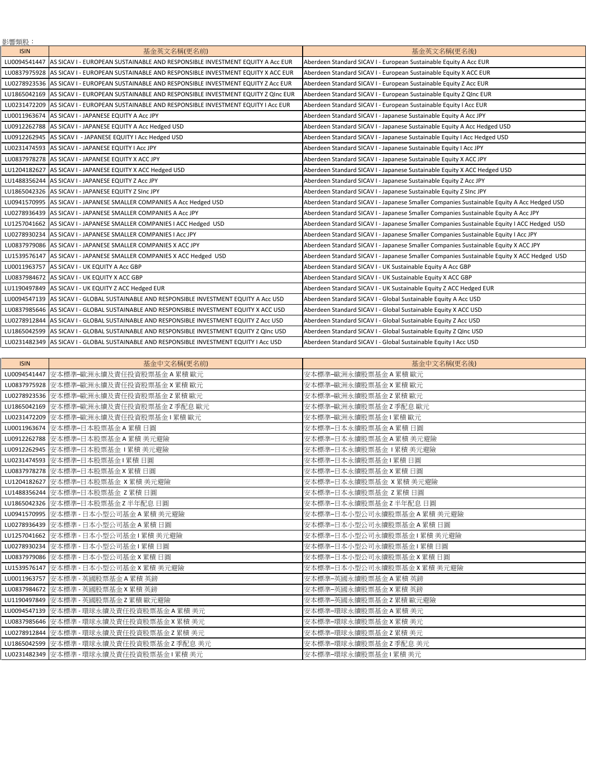影響類股：

| ISIN | 基金英文名稱(更名前) | 基金英文名稱(更名後) |
| --- | --- | --- |
| LU0094541447 | AS SICAV I - EUROPEAN SUSTAINABLE AND RESPONSIBLE INVESTMENT EQUITY A Acc EUR | Aberdeen Standard SICAV I - European Sustainable Equity A Acc EUR |
| LU0837975928 | AS SICAV I - EUROPEAN SUSTAINABLE AND RESPONSIBLE INVESTMENT EQUITY X ACC EUR | Aberdeen Standard SICAV I - European Sustainable Equity X ACC EUR |
| LU0278923536 | AS SICAV I - EUROPEAN SUSTAINABLE AND RESPONSIBLE INVESTMENT EQUITY Z Acc EUR | Aberdeen Standard SICAV I - European Sustainable Equity Z Acc EUR |
| LU1865042169 | AS SICAV I - EUROPEAN SUSTAINABLE AND RESPONSIBLE INVESTMENT EQUITY Z QInc EUR | Aberdeen Standard SICAV I - European Sustainable Equity Z QInc EUR |
| LU0231472209 | AS SICAV I - EUROPEAN SUSTAINABLE AND RESPONSIBLE INVESTMENT EQUITY I Acc EUR | Aberdeen Standard SICAV I - European Sustainable Equity I Acc EUR |
| LU0011963674 | AS SICAV I - JAPANESE EQUITY A Acc JPY | Aberdeen Standard SICAV I - Japanese Sustainable Equity A Acc JPY |
| LU0912262788 | AS SICAV I - JAPANESE EQUITY A Acc Hedged USD | Aberdeen Standard SICAV I - Japanese Sustainable Equity A Acc Hedged USD |
| LU0912262945 | AS SICAV I - JAPANESE EQUITY I Acc Hedged USD | Aberdeen Standard SICAV I - Japanese Sustainable Equity I Acc Hedged USD |
| LU0231474593 | AS SICAV I - JAPANESE EQUITY I Acc JPY | Aberdeen Standard SICAV I - Japanese Sustainable Equity I Acc JPY |
| LU0837978278 | AS SICAV I - JAPANESE EQUITY X ACC JPY | Aberdeen Standard SICAV I - Japanese Sustainable Equity X ACC JPY |
| LU1204182627 | AS SICAV I - JAPANESE EQUITY X ACC Hedged USD | Aberdeen Standard SICAV I - Japanese Sustainable Equity X ACC Hedged USD |
| LU1488356244 | AS SICAV I - JAPANESE EQUITY Z Acc JPY | Aberdeen Standard SICAV I - Japanese Sustainable Equity Z Acc JPY |
| LU1865042326 | AS SICAV I - JAPANESE EQUITY Z SInc JPY | Aberdeen Standard SICAV I - Japanese Sustainable Equity Z SInc JPY |
| LU0941570995 | AS SICAV I - JAPANESE SMALLER COMPANIES A Acc Hedged USD | Aberdeen Standard SICAV I - Japanese Smaller Companies Sustainable Equity A Acc Hedged USD |
| LU0278936439 | AS SICAV I - JAPANESE SMALLER COMPANIES A Acc JPY | Aberdeen Standard SICAV I - Japanese Smaller Companies Sustainable Equity A Acc JPY |
| LU1257041662 | AS SICAV I - JAPANESE SMALLER COMPANIES I ACC Hedged USD | Aberdeen Standard SICAV I - Japanese Smaller Companies Sustainable Equity I ACC Hedged USD |
| LU0278930234 | AS SICAV I - JAPANESE SMALLER COMPANIES I Acc JPY | Aberdeen Standard SICAV I - Japanese Smaller Companies Sustainable Equity I Acc JPY |
| LU0837979086 | AS SICAV I - JAPANESE SMALLER COMPANIES X ACC JPY | Aberdeen Standard SICAV I - Japanese Smaller Companies Sustainable Equity X ACC JPY |
| LU1539576147 | AS SICAV I - JAPANESE SMALLER COMPANIES X ACC Hedged USD | Aberdeen Standard SICAV I - Japanese Smaller Companies Sustainable Equity X ACC Hedged USD |
| LU0011963757 | AS SICAV I - UK EQUITY A Acc GBP | Aberdeen Standard SICAV I - UK Sustainable Equity A Acc GBP |
| LU0837984672 | AS SICAV I - UK EQUITY X ACC GBP | Aberdeen Standard SICAV I - UK Sustainable Equity X ACC GBP |
| LU1190497849 | AS SICAV I - UK EQUITY Z ACC Hedged EUR | Aberdeen Standard SICAV I - UK Sustainable Equity Z ACC Hedged EUR |
| LU0094547139 | AS SICAV I - GLOBAL SUSTAINABLE AND RESPONSIBLE INVESTMENT EQUITY A Acc USD | Aberdeen Standard SICAV I - Global Sustainable Equity A Acc USD |
| LU0837985646 | AS SICAV I - GLOBAL SUSTAINABLE AND RESPONSIBLE INVESTMENT EQUITY X ACC USD | Aberdeen Standard SICAV I - Global Sustainable Equity X ACC USD |
| LU0278912844 | AS SICAV I - GLOBAL SUSTAINABLE AND RESPONSIBLE INVESTMENT EQUITY Z Acc USD | Aberdeen Standard SICAV I - Global Sustainable Equity Z Acc USD |
| LU1865042599 | AS SICAV I - GLOBAL SUSTAINABLE AND RESPONSIBLE INVESTMENT EQUITY Z QInc USD | Aberdeen Standard SICAV I - Global Sustainable Equity Z QInc USD |
| LU0231482349 | AS SICAV I - GLOBAL SUSTAINABLE AND RESPONSIBLE INVESTMENT EQUITY I Acc USD | Aberdeen Standard SICAV I - Global Sustainable Equity I Acc USD |

| ISIN | 基金中文名稱(更名前) | 基金中文名稱(更名後) |
| --- | --- | --- |
| LU0094541447 | 安本標準–歐洲永續及責任投資股票基金 A 累積 歐元 | 安本標準–歐洲永續股票基金 A 累積 歐元 |
| LU0837975928 | 安本標準–歐洲永續及責任投資股票基金 X 累積 歐元 | 安本標準–歐洲永續股票基金 X 累積 歐元 |
| LU0278923536 | 安本標準–歐洲永續及責任投資股票基金 Z 累積 歐元 | 安本標準–歐洲永續股票基金 Z 累積 歐元 |
| LU1865042169 | 安本標準–歐洲永續及責任投資股票基金 Z 季配息 歐元 | 安本標準–歐洲永續股票基金 Z 季配息 歐元 |
| LU0231472209 | 安本標準–歐洲永續及責任投資股票基金 I 累積 歐元 | 安本標準–歐洲永續股票基金 I 累積 歐元 |
| LU0011963674 | 安本標準–日本股票基金 A 累積 日圓 | 安本標準–日本永續股票基金 A 累積 日圓 |
| LU0912262788 | 安本標準–日本股票基金 A 累積 美元避險 | 安本標準–日本永續股票基金 A 累積 美元避險 |
| LU0912262945 | 安本標準–日本股票基金 I 累積 美元避險 | 安本標準–日本永續股票基金 I 累積 美元避險 |
| LU0231474593 | 安本標準–日本股票基金 I 累積 日圓 | 安本標準–日本永續股票基金 I 累積 日圓 |
| LU0837978278 | 安本標準–日本股票基金 X 累積 日圓 | 安本標準–日本永續股票基金 X 累積 日圓 |
| LU1204182627 | 安本標準–日本股票基金 X 累積 美元避險 | 安本標準–日本永續股票基金 X 累積 美元避險 |
| LU1488356244 | 安本標準–日本股票基金 Z 累積 日圓 | 安本標準–日本永續股票基金 Z 累積 日圓 |
| LU1865042326 | 安本標準–日本股票基金 Z 半年配息 日圓 | 安本標準–日本永續股票基金 Z 半年配息 日圓 |
| LU0941570995 | 安本標準 - 日本小型公司基金 A 累積 美元避險 | 安本標準–日本小型公司永續股票基金 A 累積 美元避險 |
| LU0278936439 | 安本標準 - 日本小型公司基金 A 累積 日圓 | 安本標準–日本小型公司永續股票基金 A 累積 日圓 |
| LU1257041662 | 安本標準 - 日本小型公司基金 I 累積 美元避險 | 安本標準–日本小型公司永續股票基金 I 累積 美元避險 |
| LU0278930234 | 安本標準 - 日本小型公司基金 I 累積 日圓 | 安本標準–日本小型公司永續股票基金 I 累積 日圓 |
| LU0837979086 | 安本標準 - 日本小型公司基金 X 累積 日圓 | 安本標準–日本小型公司永續股票基金 X 累積 日圓 |
| LU1539576147 | 安本標準 - 日本小型公司基金 X 累積 美元避險 | 安本標準–日本小型公司永續股票基金 X 累積 美元避險 |
| LU0011963757 | 安本標準 - 英國股票基金 A 累積 英鎊 | 安本標準–英國永續股票基金 A 累積 英鎊 |
| LU0837984672 | 安本標準 - 英國股票基金 X 累積 英鎊 | 安本標準–英國永續股票基金 X 累積 英鎊 |
| LU1190497849 | 安本標準 - 英國股票基金 Z 累積 歐元避險 | 安本標準–英國永續股票基金 Z 累積 歐元避險 |
| LU0094547139 | 安本標準 - 環球永續及責任投資股票基金 A 累積 美元 | 安本標準–環球永續股票基金 A 累積 美元 |
| LU0837985646 | 安本標準 - 環球永續及責任投資股票基金 X 累積 美元 | 安本標準–環球永續股票基金 X 累積 美元 |
| LU0278912844 | 安本標準 - 環球永續及責任投資股票基金 Z 累積 美元 | 安本標準–環球永續股票基金 Z 累積 美元 |
| LU1865042599 | 安本標準 - 環球永續及責任投資股票基金 Z 季配息 美元 | 安本標準–環球永續股票基金 Z 季配息 美元 |
| LU0231482349 | 安本標準 - 環球永續及責任投資股票基金 I 累積 美元 | 安本標準–環球永續股票基金 I 累積 美元 |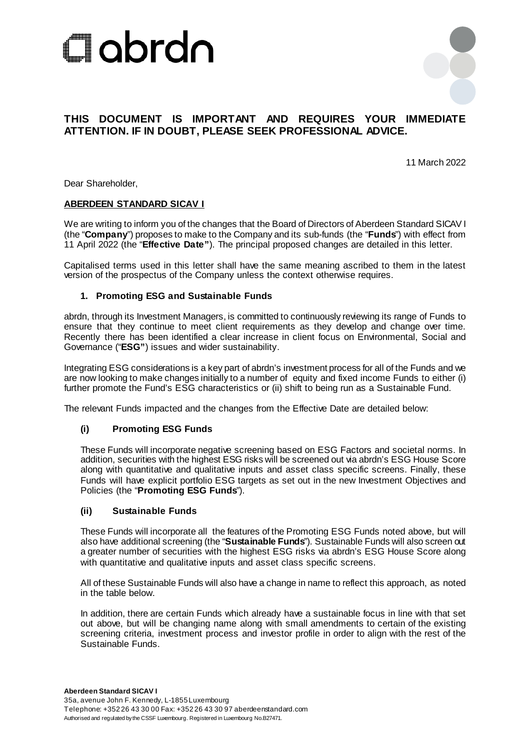# THIS DOCUMENT IS IMPORTANT AND REQUIRES YOUR IMMEDIATE ATTENTION. IF IN DOUBT, PLEASE SEEK PROFESSIONAL ADVICE.

11 March 2022

Dear Shareholder,

**ABERDEEN STANDARD SICAV I**

We are writing to inform you of the changes that the Board of Directors of Aberdeen Standard SICAV I (the "**Company**") proposes to make to the Company and its sub-funds (the "**Funds**") with effect from 11 April 2022 (the "**Effective Date"**). The principal proposed changes are detailed in this letter.

Capitalised terms used in this letter shall have the same meaning ascribed to them in the latest version of the prospectus of the Company unless the context otherwise requires.

## 1. Promoting ESG and Sustainable Funds

abrdn, through its Investment Managers, is committed to continuously reviewing its range of Funds to ensure that they continue to meet client requirements as they develop and change over time. Recently there has been identified a clear increase in client focus on Environmental, Social and Governance ("**ESG"**) issues and wider sustainability.

Integrating ESG considerations is a key part of abrdn's investment process for all of the Funds and we are now looking to make changes initially to a number of equity and fixed income Funds to either (i) further promote the Fund's ESG characteristics or (ii) shift to being run as a Sustainable Fund.

The relevant Funds impacted and the changes from the Effective Date are detailed below:

### (i) Promoting ESG Funds

These Funds will incorporate negative screening based on ESG Factors and societal norms. In addition, securities with the highest ESG risks will be screened out via abrdn's ESG House Score along with quantitative and qualitative inputs and asset class specific screens. Finally, these Funds will have explicit portfolio ESG targets as set out in the new Investment Objectives and Policies (the "**Promoting ESG Funds**").

### (ii) Sustainable Funds

These Funds will incorporate all the features of the Promoting ESG Funds noted above, but will also have additional screening (the "**Sustainable Funds**"). Sustainable Funds will also screen out a greater number of securities with the highest ESG risks via abrdn's ESG House Score along with quantitative and qualitative inputs and asset class specific screens.

All of these Sustainable Funds will also have a change in name to reflect this approach, as noted in the table below.

In addition, there are certain Funds which already have a sustainable focus in line with that set out above, but will be changing name along with small amendments to certain of the existing screening criteria, investment process and investor profile in order to align with the rest of the Sustainable Funds.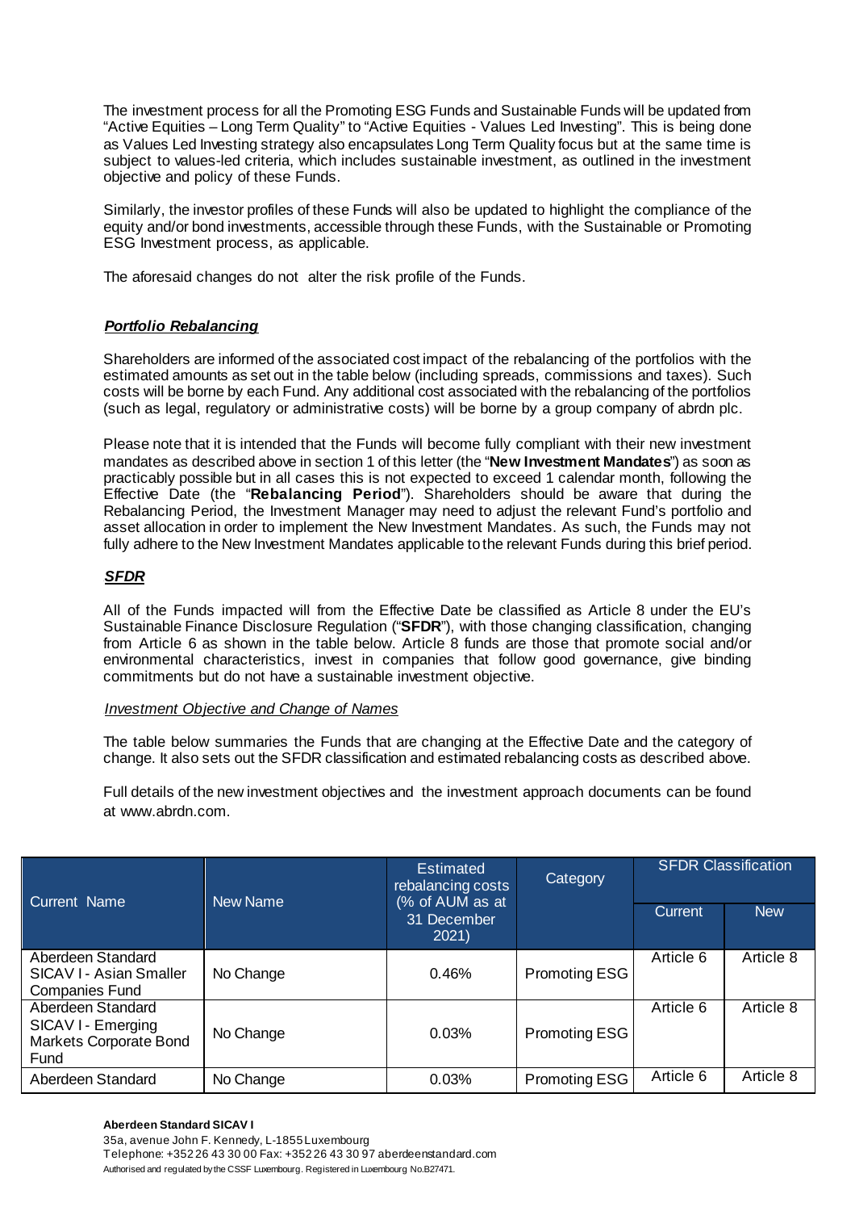The investment process for all the Promoting ESG Funds and Sustainable Funds will be updated from "Active Equities – Long Term Quality" to "Active Equities - Values Led Investing". This is being done as Values Led Investing strategy also encapsulates Long Term Quality focus but at the same time is subject to values-led criteria, which includes sustainable investment, as outlined in the investment objective and policy of these Funds.

Similarly, the investor profiles of these Funds will also be updated to highlight the compliance of the equity and/or bond investments, accessible through these Funds, with the Sustainable or Promoting ESG Investment process, as applicable.

The aforesaid changes do not alter the risk profile of the Funds.

***Portfolio Rebalancing***

Shareholders are informed of the associated cost impact of the rebalancing of the portfolios with the estimated amounts as set out in the table below (including spreads, commissions and taxes). Such costs will be borne by each Fund. Any additional cost associated with the rebalancing of the portfolios (such as legal, regulatory or administrative costs) will be borne by a group company of abrdn plc.

Please note that it is intended that the Funds will become fully compliant with their new investment mandates as described above in section 1 of this letter (the "**New Investment Mandates**") as soon as practicably possible but in all cases this is not expected to exceed 1 calendar month, following the Effective Date (the "**Rebalancing Period**"). Shareholders should be aware that during the Rebalancing Period, the Investment Manager may need to adjust the relevant Fund's portfolio and asset allocation in order to implement the New Investment Mandates. As such, the Funds may not fully adhere to the New Investment Mandates applicable to the relevant Funds during this brief period.

***SFDR***

All of the Funds impacted will from the Effective Date be classified as Article 8 under the EU's Sustainable Finance Disclosure Regulation ("**SFDR**"), with those changing classification, changing from Article 6 as shown in the table below. Article 8 funds are those that promote social and/or environmental characteristics, invest in companies that follow good governance, give binding commitments but do not have a sustainable investment objective.

*Investment Objective and Change of Names*

The table below summaries the Funds that are changing at the Effective Date and the category of change. It also sets out the SFDR classification and estimated rebalancing costs as described above.

Full details of the new investment objectives and the investment approach documents can be found at www.abrdn.com.

| Current Name | New Name | Estimated rebalancing costs (% of AUM as at 31 December 2021) | Category | SFDR Classification | |
|---|---|---|---|---|---|
| | | | | Current | New |
| Aberdeen Standard SICAV I - Asian Smaller Companies Fund | No Change | 0.46% | Promoting ESG | Article 6 | Article 8 |
| Aberdeen Standard SICAV I - Emerging Markets Corporate Bond Fund | No Change | 0.03% | Promoting ESG | Article 6 | Article 8 |
| Aberdeen Standard | No Change | 0.03% | Promoting ESG | Article 6 | Article 8 |

**Aberdeen Standard SICAV I**
35a, avenue John F. Kennedy, L-1855 Luxembourg
Telephone: +352 26 43 30 00 Fax: +352 26 43 30 97 aberdeenstandard.com
Authorised and regulated by the CSSF Luxembourg. Registered in Luxembourg No.B27471.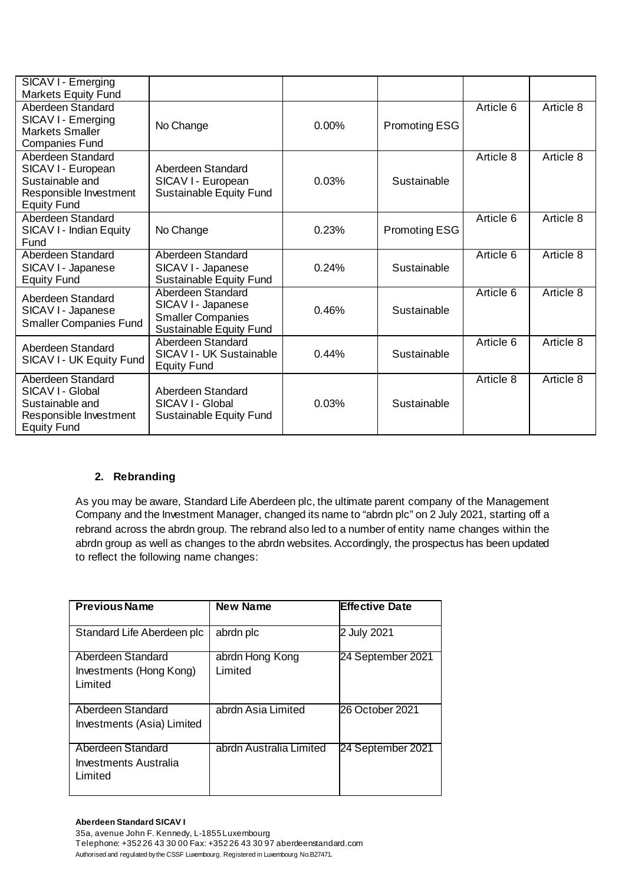| | | | | | |
|---|---|---|---|---|---|
| SICAV I - Emerging Markets Equity Fund | | | | | |
| Aberdeen Standard SICAV I - Emerging Markets Smaller Companies Fund | No Change | 0.00% | Promoting ESG | Article 6 | Article 8 |
| Aberdeen Standard SICAV I - European Sustainable and Responsible Investment Equity Fund | Aberdeen Standard SICAV I - European Sustainable Equity Fund | 0.03% | Sustainable | Article 8 | Article 8 |
| Aberdeen Standard SICAV I - Indian Equity Fund | No Change | 0.23% | Promoting ESG | Article 6 | Article 8 |
| Aberdeen Standard SICAV I - Japanese Equity Fund | Aberdeen Standard SICAV I - Japanese Sustainable Equity Fund | 0.24% | Sustainable | Article 6 | Article 8 |
| Aberdeen Standard SICAV I - Japanese Smaller Companies Fund | Aberdeen Standard SICAV I - Japanese Smaller Companies Sustainable Equity Fund | 0.46% | Sustainable | Article 6 | Article 8 |
| Aberdeen Standard SICAV I - UK Equity Fund | Aberdeen Standard SICAV I - UK Sustainable Equity Fund | 0.44% | Sustainable | Article 6 | Article 8 |
| Aberdeen Standard SICAV I - Global Sustainable and Responsible Investment Equity Fund | Aberdeen Standard SICAV I - Global Sustainable Equity Fund | 0.03% | Sustainable | Article 8 | Article 8 |

## 2. Rebranding

As you may be aware, Standard Life Aberdeen plc, the ultimate parent company of the Management Company and the Investment Manager, changed its name to "abrdn plc" on 2 July 2021, starting off a rebrand across the abrdn group. The rebrand also led to a number of entity name changes within the abrdn group as well as changes to the abrdn websites. Accordingly, the prospectus has been updated to reflect the following name changes:

| Previous Name | New Name | Effective Date |
|---|---|---|
| Standard Life Aberdeen plc | abrdn plc | 2 July 2021 |
| Aberdeen Standard Investments (Hong Kong) Limited | abrdn Hong Kong Limited | 24 September 2021 |
| Aberdeen Standard Investments (Asia) Limited | abrdn Asia Limited | 26 October 2021 |
| Aberdeen Standard Investments Australia Limited | abrdn Australia Limited | 24 September 2021 |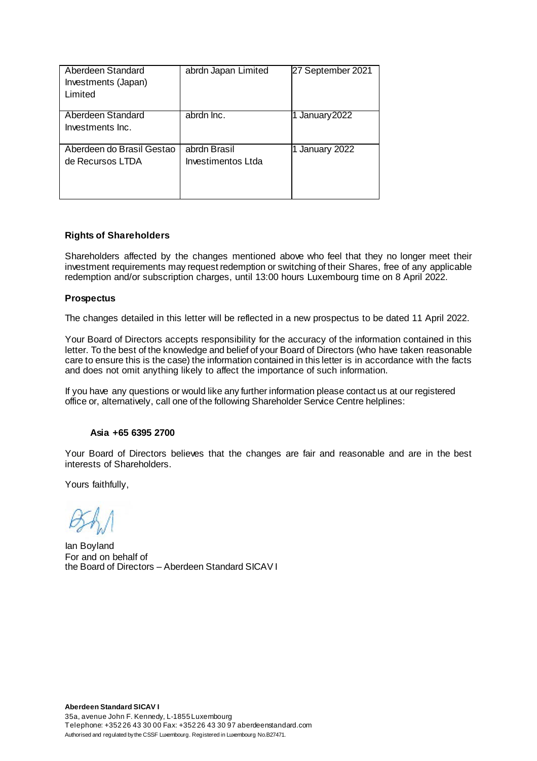| Aberdeen Standard Investments (Japan) Limited | abrdn Japan Limited | 27 September 2021 |
|---|---|---|
| Aberdeen Standard Investments Inc. | abrdn Inc. | 1 January 2022 |
| Aberdeen do Brasil Gestao de Recursos LTDA | abrdn Brasil Investimentos Ltda | 1 January 2022 |

**Rights of Shareholders**

Shareholders affected by the changes mentioned above who feel that they no longer meet their investment requirements may request redemption or switching of their Shares, free of any applicable redemption and/or subscription charges, until 13:00 hours Luxembourg time on 8 April 2022.

**Prospectus**

The changes detailed in this letter will be reflected in a new prospectus to be dated 11 April 2022.

Your Board of Directors accepts responsibility for the accuracy of the information contained in this letter. To the best of the knowledge and belief of your Board of Directors (who have taken reasonable care to ensure this is the case) the information contained in this letter is in accordance with the facts and does not omit anything likely to affect the importance of such information.

If you have any questions or would like any further information please contact us at our registered office or, alternatively, call one of the following Shareholder Service Centre helplines:

**Asia +65 6395 2700**

Your Board of Directors believes that the changes are fair and reasonable and are in the best interests of Shareholders.

Yours faithfully,

Ian Boyland
For and on behalf of
the Board of Directors – Aberdeen Standard SICAV I

**Aberdeen Standard SICAV I**
35a, avenue John F. Kennedy, L-1855 Luxembourg
Telephone: +352 26 43 30 00 Fax: +352 26 43 30 97 aberdeenstandard.com
Authorised and regulated by the CSSF Luxembourg. Registered in Luxembourg No.B27471.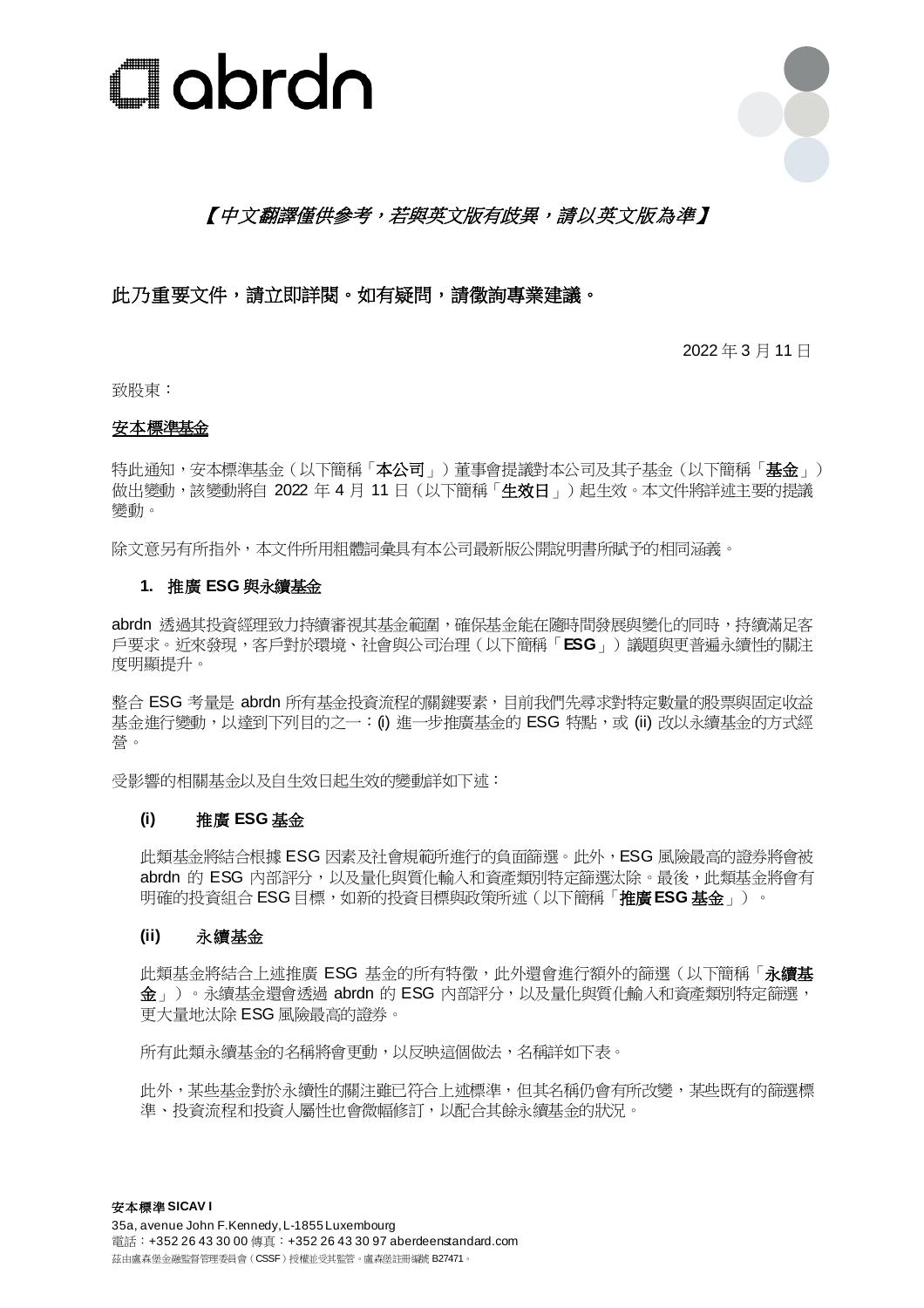*【中文翻譯僅供參考，若與英文版有歧異，請以英文版為準】*

**此乃重要文件，請立即詳閱。如有疑問，請徵詢專業建議。**

2022 年 3 月 11 日

致股東：

<u>安本標準基金</u>

特此通知，安本標準基金（以下簡稱「**本公司**」）董事會提議對本公司及其子基金（以下簡稱「**基金**」）做出變動，該變動將自 2022 年 4 月 11 日（以下簡稱「**生效日**」）起生效。本文件將詳述主要的提議變動。

除文意另有所指外，本文件所用粗體詞彙具有本公司最新版公開說明書所賦予的相同涵義。

## 1. 推廣 ESG 與永續基金

abrdn 透過其投資經理致力持續審視其基金範圍，確保基金能在隨時間發展與變化的同時，持續滿足客戶要求。近來發現，客戶對於環境、社會與公司治理（以下簡稱「**ESG**」）議題與更普遍永續性的關注度明顯提升。

整合 ESG 考量是 abrdn 所有基金投資流程的關鍵要素，目前我們先尋求對特定數量的股票與固定收益基金進行變動，以達到下列目的之一：(i) 進一步推廣基金的 ESG 特點，或 (ii) 改以永續基金的方式經營。

受影響的相關基金以及自生效日起生效的變動詳如下述：

### (i) 推廣 ESG 基金

此類基金將結合根據 ESG 因素及社會規範所進行的負面篩選。此外，ESG 風險最高的證券將會被 abrdn 的 ESG 內部評分，以及量化與質化輸入和資產類別特定篩選汰除。最後，此類基金將會有明確的投資組合 ESG 目標，如新的投資目標與政策所述（以下簡稱「**推廣 ESG 基金**」）。

### (ii) 永續基金

此類基金將結合上述推廣 ESG 基金的所有特徵，此外還會進行額外的篩選（以下簡稱「**永續基金**」）。永續基金還會透過 abrdn 的 ESG 內部評分，以及量化與質化輸入和資產類別特定篩選，更大量地汰除 ESG 風險最高的證券。

所有此類永續基金的名稱將會更動，以反映這個做法，名稱詳如下表。

此外，某些基金對於永續性的關注雖已符合上述標準，但其名稱仍會有所改變，某些既有的篩選標準、投資流程和投資人屬性也會微幅修訂，以配合其餘永續基金的狀況。

**安本標準 SICAV I**
35a, avenue John F.Kennedy, L-1855 Luxembourg
電話：+352 26 43 30 00 傳真：+352 26 43 30 97 aberdeenstandard.com
茲由盧森堡金融監督管理委員會（CSSF）授權並受其監管。盧森堡註冊編號 B27471。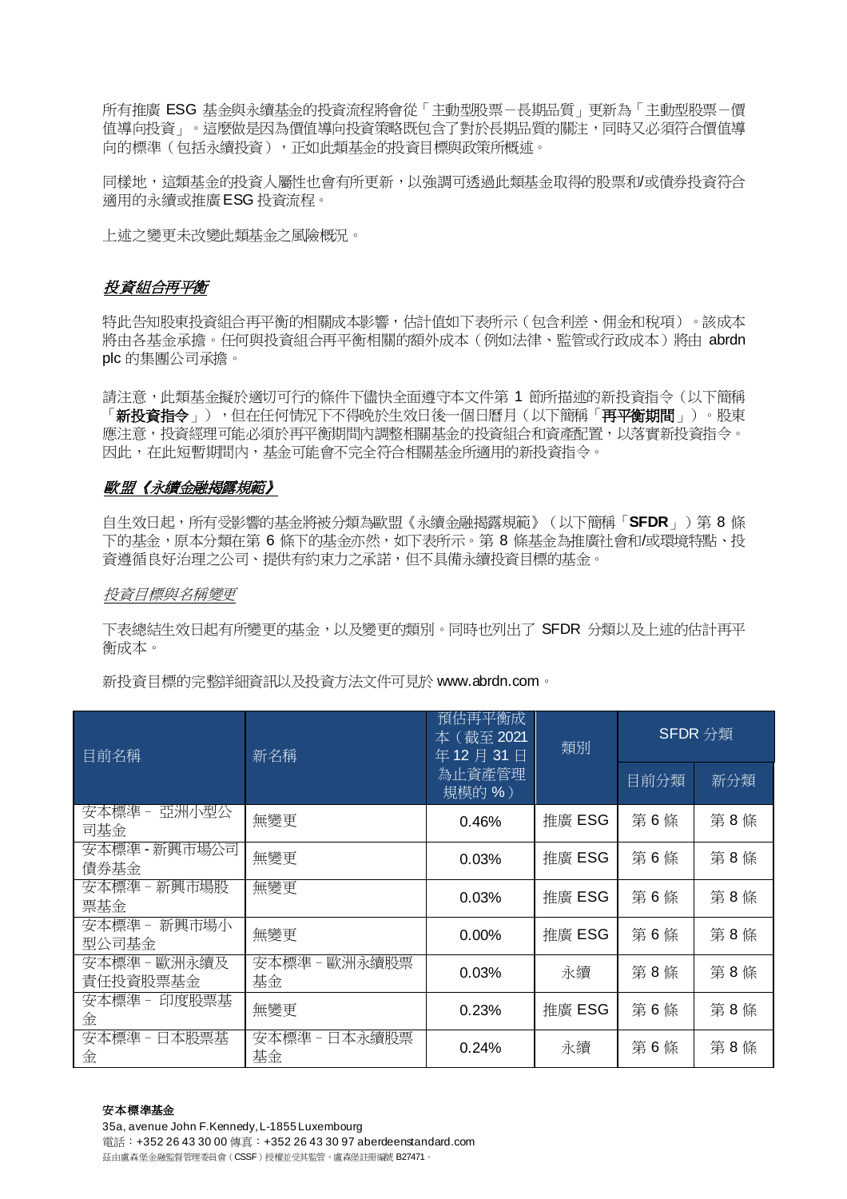所有推廣 ESG 基金與永續基金的投資流程將會從「主動型股票－長期品質」更新為「主動型股票－價值導向投資」。這麼做是因為價值導向投資策略既包含了對於長期品質的關注，同時又必須符合價值導向的標準（包括永續投資），正如此類基金的投資目標與政策所概述。

同樣地，這類基金的投資人屬性也會有所更新，以強調可透過此類基金取得的股票和/或債券投資符合適用的永續或推廣ESG 投資流程。

上述之變更未改變此類基金之風險概況。

## *投資組合再平衡*

特此告知股東投資組合再平衡的相關成本影響，估計值如下表所示（包含利差、佣金和稅項）。該成本將由各基金承擔。任何與投資組合再平衡相關的額外成本（例如法律、監管或行政成本）將由 abrdn plc 的集團公司承擔。

請注意，此類基金擬於適切可行的條件下儘快全面遵守本文件第 1 節所描述的新投資指令（以下簡稱「**新投資指令**」），但在任何情況下不得晚於生效日後一個日曆月（以下簡稱「**再平衡期間**」）。股東應注意，投資經理可能必須於再平衡期間內調整相關基金的投資組合和資產配置，以落實新投資指令。因此，在此短暫期間內，基金可能會不完全符合相關基金所適用的新投資指令。

## *歐盟《永續金融揭露規範》*

自生效日起，所有受影響的基金將被分類為歐盟《永續金融揭露規範》（以下簡稱「**SFDR**」）第 8 條下的基金，原本分類在第 6 條下的基金亦然，如下表所示。第 8 條基金為推廣社會和/或環境特點、投資遵循良好治理之公司、提供有約束力之承諾，但不具備永續投資目標的基金。

### *投資目標與名稱變更*

下表總結生效日起有所變更的基金，以及變更的類別。同時也列出了 SFDR 分類以及上述的估計再平衡成本。

新投資目標的完整詳細資訊以及投資方法文件可見於 www.abrdn.com。

| 目前名稱 | 新名稱 | 預估再平衡成本（截至 2021 年 12 月 31 日為止資產管理規模的 %） | 類別 | SFDR 分類 | |
|---|---|---|---|---|---|
| | | | | 目前分類 | 新分類 |
| 安本標準 - 亞洲小型公司基金 | 無變更 | 0.46% | 推廣 ESG | 第 6 條 | 第 8 條 |
| 安本標準 - 新興市場公司債券基金 | 無變更 | 0.03% | 推廣 ESG | 第 6 條 | 第 8 條 |
| 安本標準 - 新興市場股票基金 | 無變更 | 0.03% | 推廣 ESG | 第 6 條 | 第 8 條 |
| 安本標準 - 新興市場小型公司基金 | 無變更 | 0.00% | 推廣 ESG | 第 6 條 | 第 8 條 |
| 安本標準 - 歐洲永續及責任投資股票基金 | 安本標準 - 歐洲永續股票基金 | 0.03% | 永續 | 第 8 條 | 第 8 條 |
| 安本標準 - 印度股票基金 | 無變更 | 0.23% | 推廣 ESG | 第 6 條 | 第 8 條 |
| 安本標準 - 日本股票基金 | 安本標準 - 日本永續股票基金 | 0.24% | 永續 | 第 6 條 | 第 8 條 |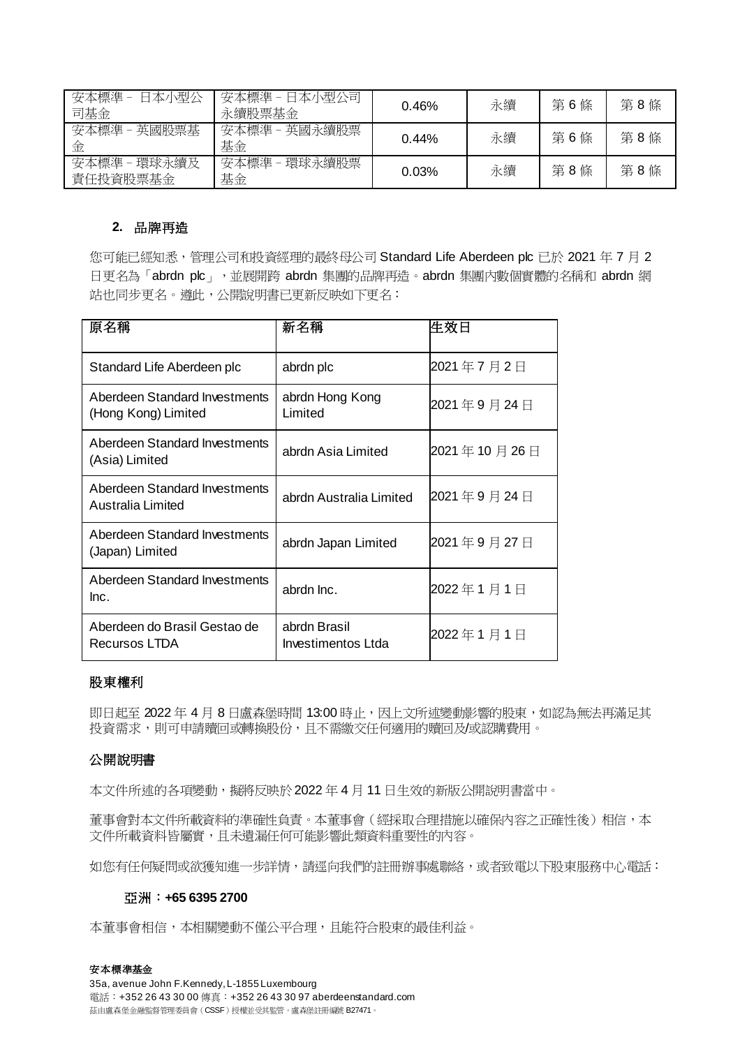| 安本標準 – 日本小型公司基金 | 安本標準 – 日本小型公司永續股票基金 | 0.46% | 永續 | 第 6 條 | 第 8 條 |
| --- | --- | --- | --- | --- | --- |
| 安本標準 – 英國股票基金 | 安本標準 – 英國永續股票基金 | 0.44% | 永續 | 第 6 條 | 第 8 條 |
| 安本標準 – 環球永續及責任投資股票基金 | 安本標準 – 環球永續股票基金 | 0.03% | 永續 | 第 8 條 | 第 8 條 |

## 2. 品牌再造

您可能已經知悉，管理公司和投資經理的最終母公司 Standard Life Aberdeen plc 已於 2021 年 7 月 2 日更名為「abrdn plc」，並展開跨 abrdn 集團的品牌再造。abrdn 集團內數個實體的名稱和 abrdn 網站也同步更名。據此，公開說明書已更新反映如下更名：

| 原名稱 | 新名稱 | 生效日 |
| --- | --- | --- |
| Standard Life Aberdeen plc | abrdn plc | 2021 年 7 月 2 日 |
| Aberdeen Standard Investments (Hong Kong) Limited | abrdn Hong Kong Limited | 2021 年 9 月 24 日 |
| Aberdeen Standard Investments (Asia) Limited | abrdn Asia Limited | 2021 年 10 月 26 日 |
| Aberdeen Standard Investments Australia Limited | abrdn Australia Limited | 2021 年 9 月 24 日 |
| Aberdeen Standard Investments (Japan) Limited | abrdn Japan Limited | 2021 年 9 月 27 日 |
| Aberdeen Standard Investments Inc. | abrdn Inc. | 2022 年 1 月 1 日 |
| Aberdeen do Brasil Gestao de Recursos LTDA | abrdn Brasil Investimentos Ltda | 2022 年 1 月 1 日 |

## 股東權利

即日起至 2022 年 4 月 8 日盧森堡時間 13:00 時止，因上文所述變動影響的股東，如認為無法再滿足其投資需求，則可申請贖回或轉換股份，且不需繳交任何適用的贖回及/或認購費用。

## 公開說明書

本文件所述的各項變動，擬將反映於 2022 年 4 月 11 日生效的新版公開說明書當中。

董事會對本文件所載資料的準確性負責。本董事會（經採取合理措施以確保內容之正確性後）相信，本文件所載資料皆屬實，且未遺漏任何可能影響此類資料重要性的內容。

如您有任何疑問或欲獲知進一步詳情，請逕向我們的註冊辦事處聯絡，或者致電以下股東服務中心電話：

**亞洲：+65 6395 2700**

本董事會相信，本相關變動不僅公平合理，且能符合股東的最佳利益。

**安本標準基金**
35a, avenue John F.Kennedy, L-1855 Luxembourg
電話：+352 26 43 30 00 傳真：+352 26 43 30 97 aberdeenstandard.com
茲由盧森堡金融監督管理委員會（CSSF）授權並受其監管。盧森堡註冊編號 B27471。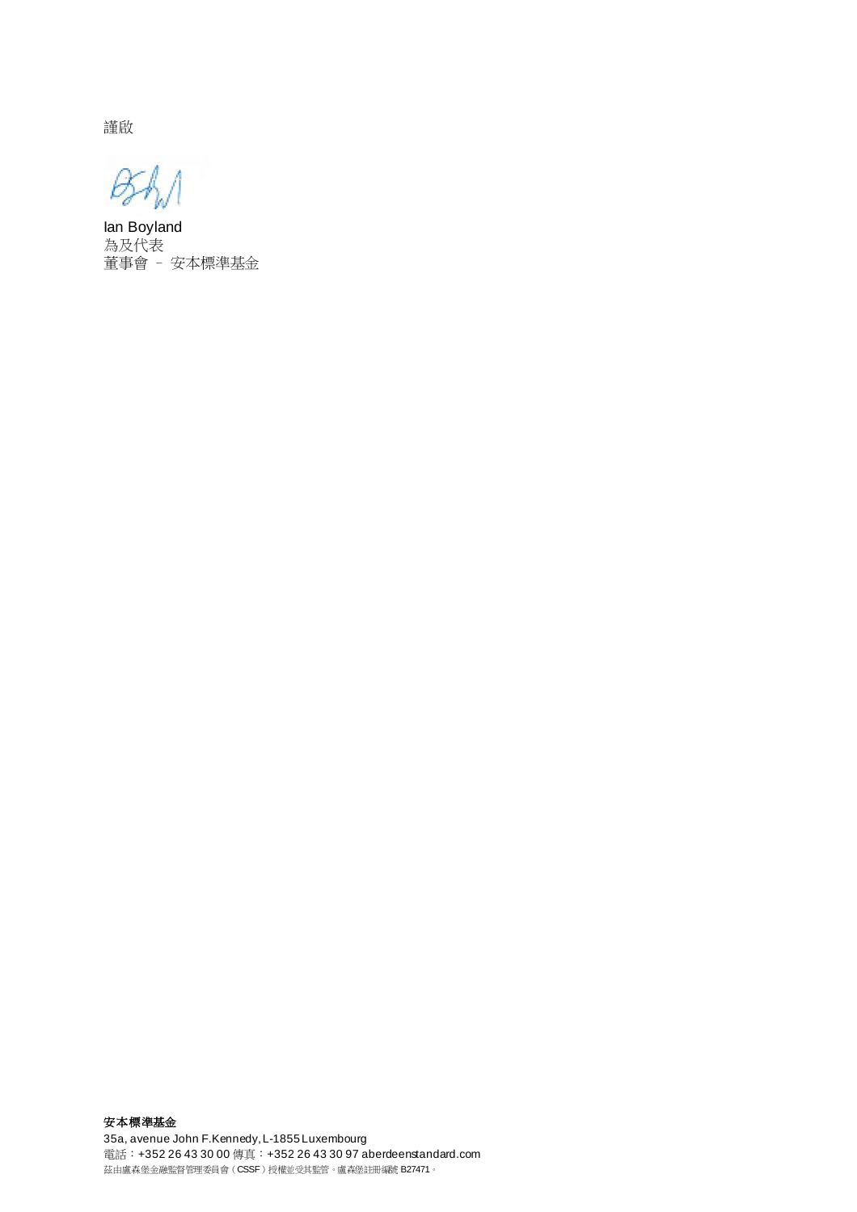謹啟

Ian Boyland  
為及代表  
董事會 – 安本標準基金

**安本標準基金**  
35a, avenue John F.Kennedy, L-1855 Luxembourg  
電話：+352 26 43 30 00 傳真：+352 26 43 30 97 aberdeenstandard.com  
茲由盧森堡金融監督管理委員會（CSSF）授權並受其監管。盧森堡註冊編號 B27471。